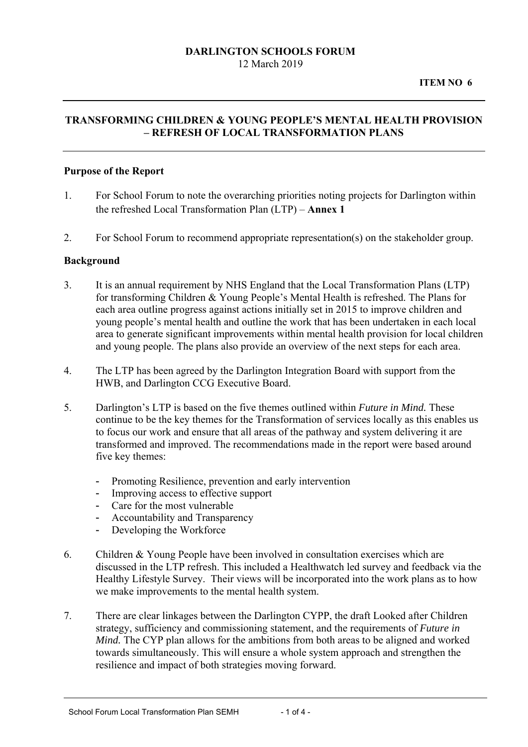**DARLINGTON SCHOOLS FORUM**
12 March 2019

**ITEM NO 6**

## TRANSFORMING CHILDREN & YOUNG PEOPLE'S MENTAL HEALTH PROVISION – REFRESH OF LOCAL TRANSFORMATION PLANS

### Purpose of the Report

1. For School Forum to note the overarching priorities noting projects for Darlington within the refreshed Local Transformation Plan (LTP) – **Annex 1**

2. For School Forum to recommend appropriate representation(s) on the stakeholder group.

### Background

3. It is an annual requirement by NHS England that the Local Transformation Plans (LTP) for transforming Children & Young People's Mental Health is refreshed. The Plans for each area outline progress against actions initially set in 2015 to improve children and young people's mental health and outline the work that has been undertaken in each local area to generate significant improvements within mental health provision for local children and young people. The plans also provide an overview of the next steps for each area.

4. The LTP has been agreed by the Darlington Integration Board with support from the HWB, and Darlington CCG Executive Board.

5. Darlington's LTP is based on the five themes outlined within *Future in Mind.* These continue to be the key themes for the Transformation of services locally as this enables us to focus our work and ensure that all areas of the pathway and system delivering it are transformed and improved. The recommendations made in the report were based around five key themes:

   - Promoting Resilience, prevention and early intervention
   - Improving access to effective support
   - Care for the most vulnerable
   - Accountability and Transparency
   - Developing the Workforce

6. Children & Young People have been involved in consultation exercises which are discussed in the LTP refresh. This included a Healthwatch led survey and feedback via the Healthy Lifestyle Survey. Their views will be incorporated into the work plans as to how we make improvements to the mental health system.

7. There are clear linkages between the Darlington CYPP, the draft Looked after Children strategy, sufficiency and commissioning statement, and the requirements of *Future in Mind.* The CYP plan allows for the ambitions from both areas to be aligned and worked towards simultaneously. This will ensure a whole system approach and strengthen the resilience and impact of both strategies moving forward.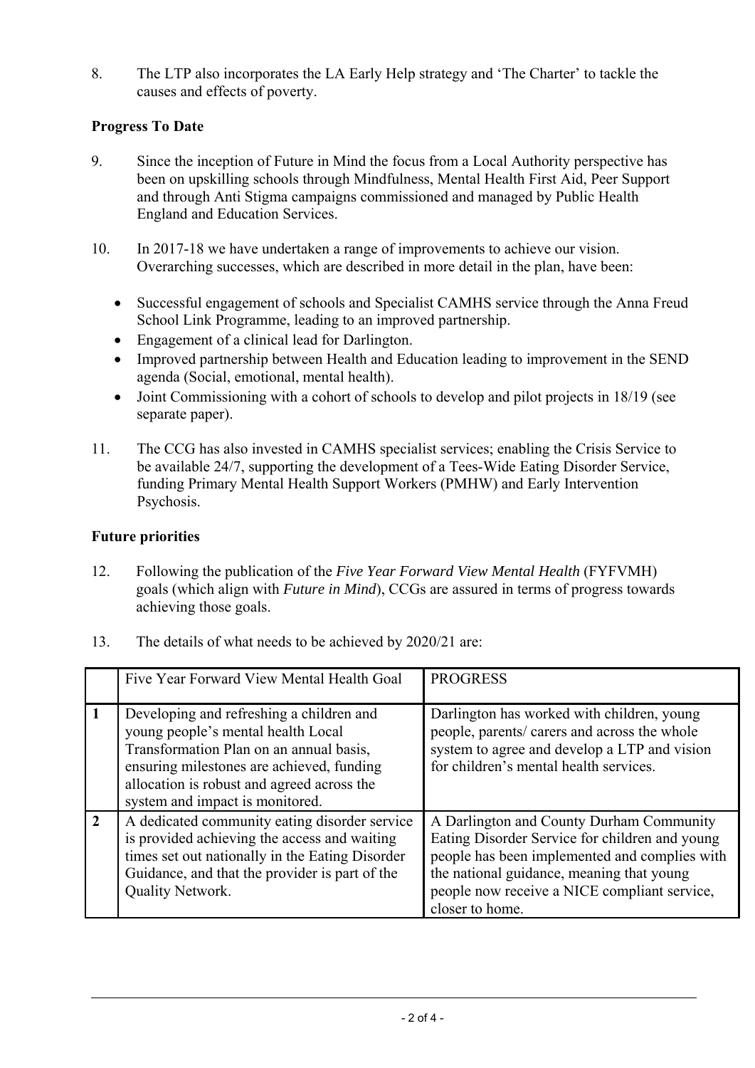8. The LTP also incorporates the LA Early Help strategy and 'The Charter' to tackle the causes and effects of poverty.

**Progress To Date**

9. Since the inception of Future in Mind the focus from a Local Authority perspective has been on upskilling schools through Mindfulness, Mental Health First Aid, Peer Support and through Anti Stigma campaigns commissioned and managed by Public Health England and Education Services.

10. In 2017-18 we have undertaken a range of improvements to achieve our vision. Overarching successes, which are described in more detail in the plan, have been:

- Successful engagement of schools and Specialist CAMHS service through the Anna Freud School Link Programme, leading to an improved partnership.
- Engagement of a clinical lead for Darlington.
- Improved partnership between Health and Education leading to improvement in the SEND agenda (Social, emotional, mental health).
- Joint Commissioning with a cohort of schools to develop and pilot projects in 18/19 (see separate paper).

11. The CCG has also invested in CAMHS specialist services; enabling the Crisis Service to be available 24/7, supporting the development of a Tees-Wide Eating Disorder Service, funding Primary Mental Health Support Workers (PMHW) and Early Intervention Psychosis.

**Future priorities**

12. Following the publication of the *Five Year Forward View Mental Health* (FYFVMH) goals (which align with *Future in Mind*), CCGs are assured in terms of progress towards achieving those goals.

13. The details of what needs to be achieved by 2020/21 are:

| | Five Year Forward View Mental Health Goal | PROGRESS |
|---|---|---|
| **1** | Developing and refreshing a children and young people's mental health Local Transformation Plan on an annual basis, ensuring milestones are achieved, funding allocation is robust and agreed across the system and impact is monitored. | Darlington has worked with children, young people, parents/ carers and across the whole system to agree and develop a LTP and vision for children's mental health services. |
| **2** | A dedicated community eating disorder service is provided achieving the access and waiting times set out nationally in the Eating Disorder Guidance, and that the provider is part of the Quality Network. | A Darlington and County Durham Community Eating Disorder Service for children and young people has been implemented and complies with the national guidance, meaning that young people now receive a NICE compliant service, closer to home. |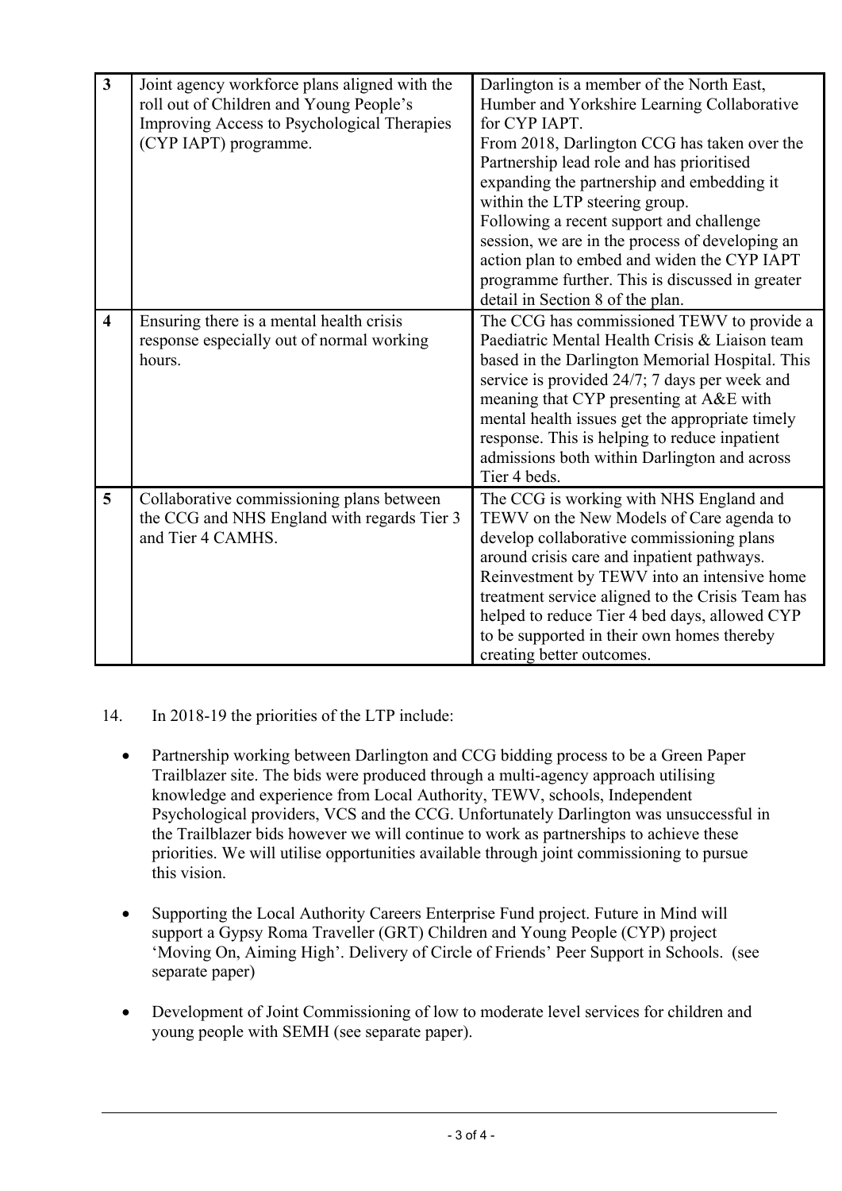| | | |
|---|---|---|
| 3 | Joint agency workforce plans aligned with the roll out of Children and Young People's Improving Access to Psychological Therapies (CYP IAPT) programme. | Darlington is a member of the North East, Humber and Yorkshire Learning Collaborative for CYP IAPT.<br>From 2018, Darlington CCG has taken over the Partnership lead role and has prioritised expanding the partnership and embedding it within the LTP steering group.<br>Following a recent support and challenge session, we are in the process of developing an action plan to embed and widen the CYP IAPT programme further. This is discussed in greater detail in Section 8 of the plan. |
| 4 | Ensuring there is a mental health crisis response especially out of normal working hours. | The CCG has commissioned TEWV to provide a Paediatric Mental Health Crisis & Liaison team based in the Darlington Memorial Hospital. This service is provided 24/7; 7 days per week and meaning that CYP presenting at A&E with mental health issues get the appropriate timely response. This is helping to reduce inpatient admissions both within Darlington and across Tier 4 beds. |
| 5 | Collaborative commissioning plans between the CCG and NHS England with regards Tier 3 and Tier 4 CAMHS. | The CCG is working with NHS England and TEWV on the New Models of Care agenda to develop collaborative commissioning plans around crisis care and inpatient pathways. Reinvestment by TEWV into an intensive home treatment service aligned to the Crisis Team has helped to reduce Tier 4 bed days, allowed CYP to be supported in their own homes thereby creating better outcomes. |

14. In 2018-19 the priorities of the LTP include:

- Partnership working between Darlington and CCG bidding process to be a Green Paper Trailblazer site. The bids were produced through a multi-agency approach utilising knowledge and experience from Local Authority, TEWV, schools, Independent Psychological providers, VCS and the CCG. Unfortunately Darlington was unsuccessful in the Trailblazer bids however we will continue to work as partnerships to achieve these priorities. We will utilise opportunities available through joint commissioning to pursue this vision.

- Supporting the Local Authority Careers Enterprise Fund project. Future in Mind will support a Gypsy Roma Traveller (GRT) Children and Young People (CYP) project 'Moving On, Aiming High'. Delivery of Circle of Friends' Peer Support in Schools. (see separate paper)

- Development of Joint Commissioning of low to moderate level services for children and young people with SEMH (see separate paper).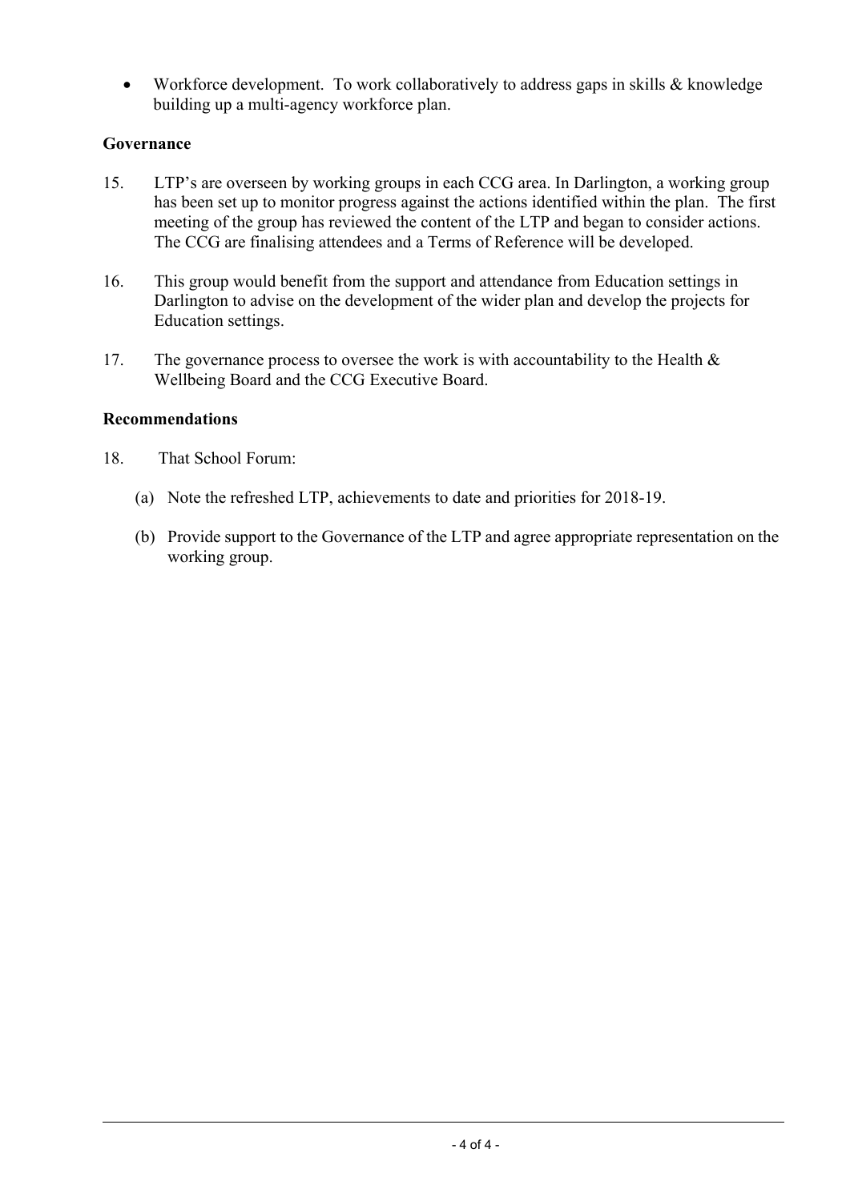- Workforce development. To work collaboratively to address gaps in skills & knowledge building up a multi-agency workforce plan.

**Governance**

15. LTP's are overseen by working groups in each CCG area. In Darlington, a working group has been set up to monitor progress against the actions identified within the plan. The first meeting of the group has reviewed the content of the LTP and began to consider actions. The CCG are finalising attendees and a Terms of Reference will be developed.

16. This group would benefit from the support and attendance from Education settings in Darlington to advise on the development of the wider plan and develop the projects for Education settings.

17. The governance process to oversee the work is with accountability to the Health & Wellbeing Board and the CCG Executive Board.

**Recommendations**

18. That School Forum:

    (a) Note the refreshed LTP, achievements to date and priorities for 2018-19.

    (b) Provide support to the Governance of the LTP and agree appropriate representation on the working group.